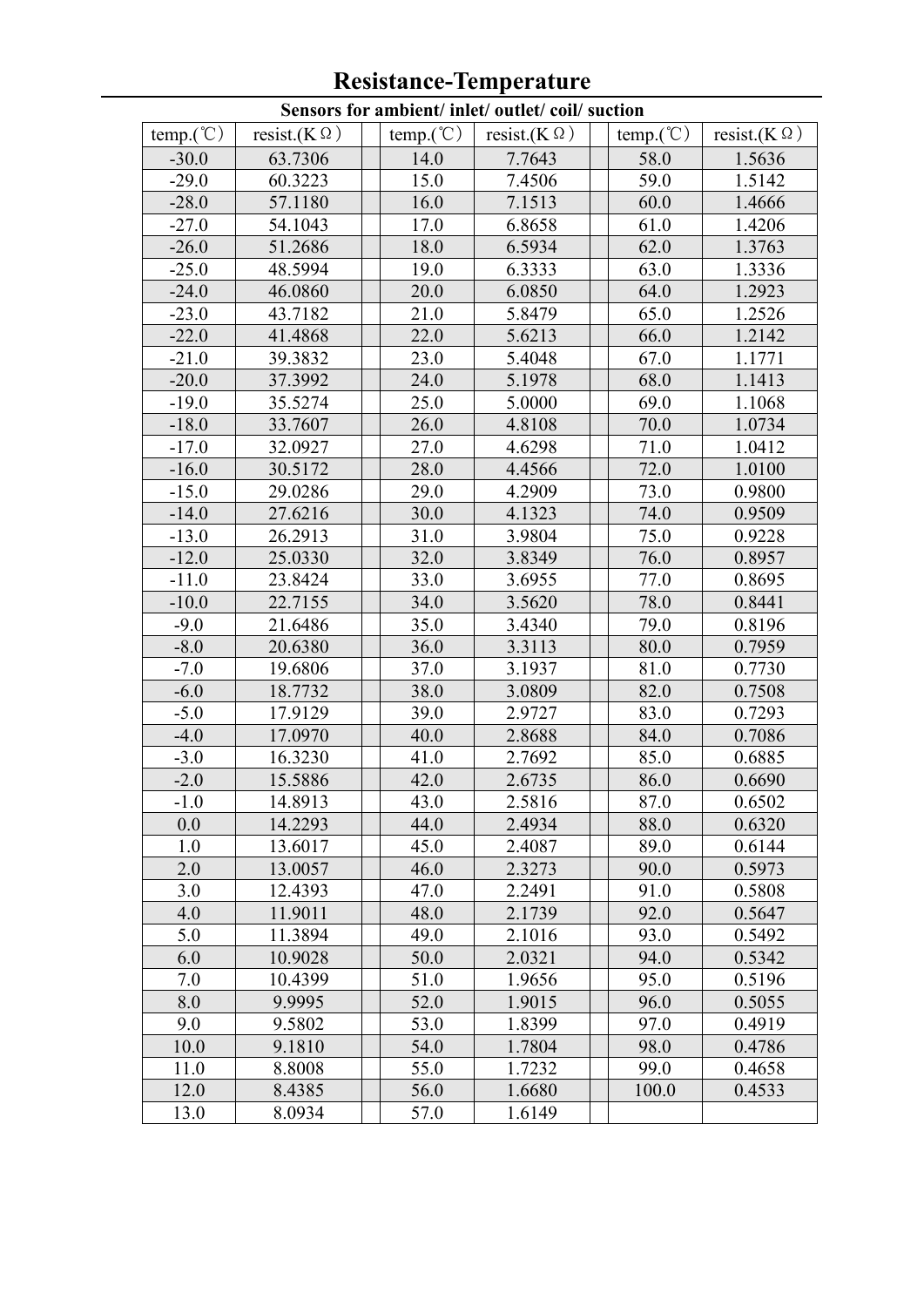# Resistance-Temperature

**Sensors for ambient/ inlet/ outlet/ coil/ suction**

| temp.(℃) | resist.(KΩ) | | temp.(℃) | resist.(KΩ) | | temp.(℃) | resist.(KΩ) |
|---|---|---|---|---|---|---|---|
| -30.0 | 63.7306 | | 14.0 | 7.7643 | | 58.0 | 1.5636 |
| -29.0 | 60.3223 | | 15.0 | 7.4506 | | 59.0 | 1.5142 |
| -28.0 | 57.1180 | | 16.0 | 7.1513 | | 60.0 | 1.4666 |
| -27.0 | 54.1043 | | 17.0 | 6.8658 | | 61.0 | 1.4206 |
| -26.0 | 51.2686 | | 18.0 | 6.5934 | | 62.0 | 1.3763 |
| -25.0 | 48.5994 | | 19.0 | 6.3333 | | 63.0 | 1.3336 |
| -24.0 | 46.0860 | | 20.0 | 6.0850 | | 64.0 | 1.2923 |
| -23.0 | 43.7182 | | 21.0 | 5.8479 | | 65.0 | 1.2526 |
| -22.0 | 41.4868 | | 22.0 | 5.6213 | | 66.0 | 1.2142 |
| -21.0 | 39.3832 | | 23.0 | 5.4048 | | 67.0 | 1.1771 |
| -20.0 | 37.3992 | | 24.0 | 5.1978 | | 68.0 | 1.1413 |
| -19.0 | 35.5274 | | 25.0 | 5.0000 | | 69.0 | 1.1068 |
| -18.0 | 33.7607 | | 26.0 | 4.8108 | | 70.0 | 1.0734 |
| -17.0 | 32.0927 | | 27.0 | 4.6298 | | 71.0 | 1.0412 |
| -16.0 | 30.5172 | | 28.0 | 4.4566 | | 72.0 | 1.0100 |
| -15.0 | 29.0286 | | 29.0 | 4.2909 | | 73.0 | 0.9800 |
| -14.0 | 27.6216 | | 30.0 | 4.1323 | | 74.0 | 0.9509 |
| -13.0 | 26.2913 | | 31.0 | 3.9804 | | 75.0 | 0.9228 |
| -12.0 | 25.0330 | | 32.0 | 3.8349 | | 76.0 | 0.8957 |
| -11.0 | 23.8424 | | 33.0 | 3.6955 | | 77.0 | 0.8695 |
| -10.0 | 22.7155 | | 34.0 | 3.5620 | | 78.0 | 0.8441 |
| -9.0 | 21.6486 | | 35.0 | 3.4340 | | 79.0 | 0.8196 |
| -8.0 | 20.6380 | | 36.0 | 3.3113 | | 80.0 | 0.7959 |
| -7.0 | 19.6806 | | 37.0 | 3.1937 | | 81.0 | 0.7730 |
| -6.0 | 18.7732 | | 38.0 | 3.0809 | | 82.0 | 0.7508 |
| -5.0 | 17.9129 | | 39.0 | 2.9727 | | 83.0 | 0.7293 |
| -4.0 | 17.0970 | | 40.0 | 2.8688 | | 84.0 | 0.7086 |
| -3.0 | 16.3230 | | 41.0 | 2.7692 | | 85.0 | 0.6885 |
| -2.0 | 15.5886 | | 42.0 | 2.6735 | | 86.0 | 0.6690 |
| -1.0 | 14.8913 | | 43.0 | 2.5816 | | 87.0 | 0.6502 |
| 0.0 | 14.2293 | | 44.0 | 2.4934 | | 88.0 | 0.6320 |
| 1.0 | 13.6017 | | 45.0 | 2.4087 | | 89.0 | 0.6144 |
| 2.0 | 13.0057 | | 46.0 | 2.3273 | | 90.0 | 0.5973 |
| 3.0 | 12.4393 | | 47.0 | 2.2491 | | 91.0 | 0.5808 |
| 4.0 | 11.9011 | | 48.0 | 2.1739 | | 92.0 | 0.5647 |
| 5.0 | 11.3894 | | 49.0 | 2.1016 | | 93.0 | 0.5492 |
| 6.0 | 10.9028 | | 50.0 | 2.0321 | | 94.0 | 0.5342 |
| 7.0 | 10.4399 | | 51.0 | 1.9656 | | 95.0 | 0.5196 |
| 8.0 | 9.9995 | | 52.0 | 1.9015 | | 96.0 | 0.5055 |
| 9.0 | 9.5802 | | 53.0 | 1.8399 | | 97.0 | 0.4919 |
| 10.0 | 9.1810 | | 54.0 | 1.7804 | | 98.0 | 0.4786 |
| 11.0 | 8.8008 | | 55.0 | 1.7232 | | 99.0 | 0.4658 |
| 12.0 | 8.4385 | | 56.0 | 1.6680 | | 100.0 | 0.4533 |
| 13.0 | 8.0934 | | 57.0 | 1.6149 | | | |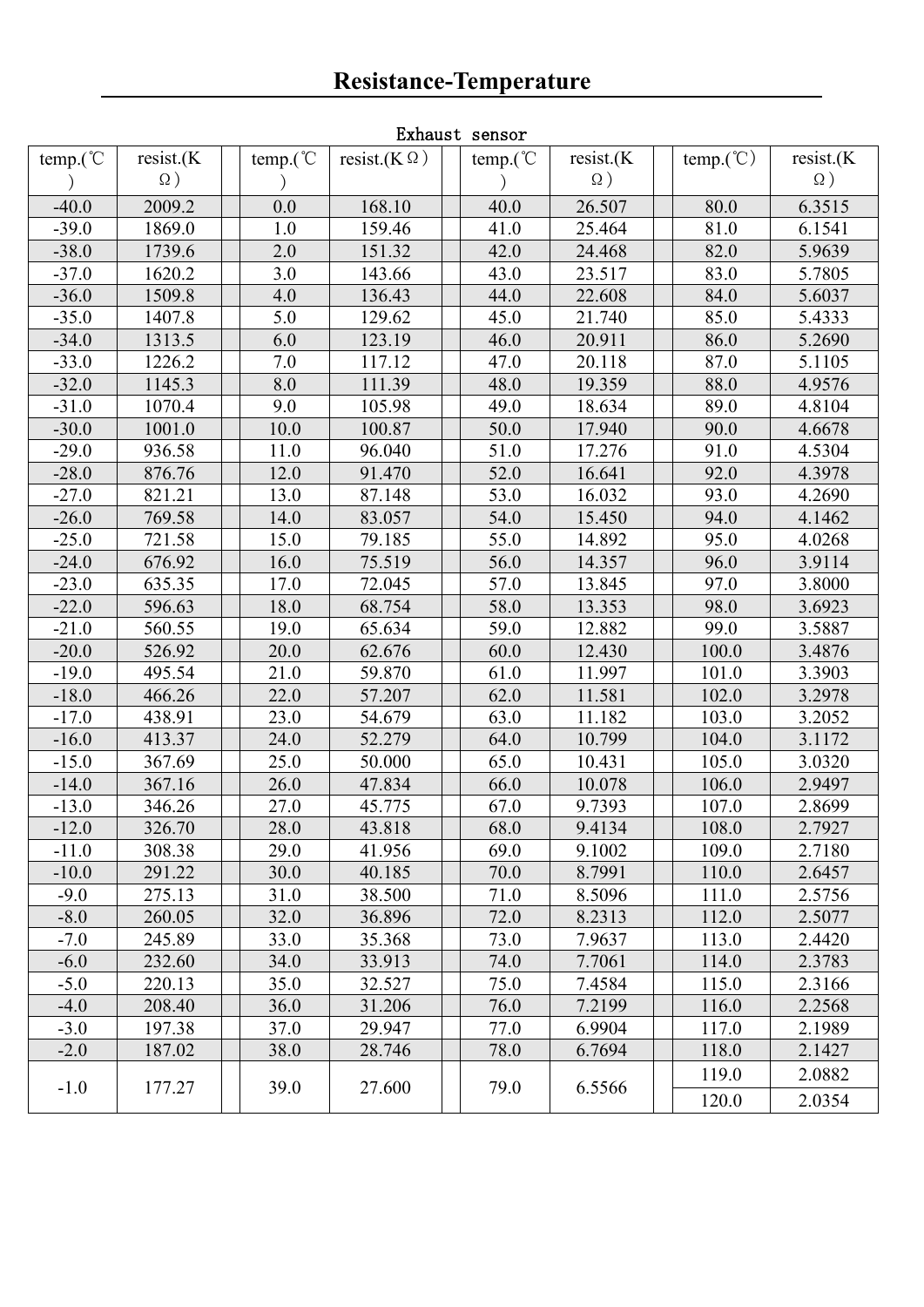# Resistance-Temperature

Exhaust sensor

| temp.(℃) | resist.(KΩ) | | temp.(℃) | resist.(KΩ) | | temp.(℃) | resist.(KΩ) | | temp.(℃) | resist.(KΩ) |
|---|---|---|---|---|---|---|---|---|---|---|
| -40.0 | 2009.2 | | 0.0 | 168.10 | | 40.0 | 26.507 | | 80.0 | 6.3515 |
| -39.0 | 1869.0 | | 1.0 | 159.46 | | 41.0 | 25.464 | | 81.0 | 6.1541 |
| -38.0 | 1739.6 | | 2.0 | 151.32 | | 42.0 | 24.468 | | 82.0 | 5.9639 |
| -37.0 | 1620.2 | | 3.0 | 143.66 | | 43.0 | 23.517 | | 83.0 | 5.7805 |
| -36.0 | 1509.8 | | 4.0 | 136.43 | | 44.0 | 22.608 | | 84.0 | 5.6037 |
| -35.0 | 1407.8 | | 5.0 | 129.62 | | 45.0 | 21.740 | | 85.0 | 5.4333 |
| -34.0 | 1313.5 | | 6.0 | 123.19 | | 46.0 | 20.911 | | 86.0 | 5.2690 |
| -33.0 | 1226.2 | | 7.0 | 117.12 | | 47.0 | 20.118 | | 87.0 | 5.1105 |
| -32.0 | 1145.3 | | 8.0 | 111.39 | | 48.0 | 19.359 | | 88.0 | 4.9576 |
| -31.0 | 1070.4 | | 9.0 | 105.98 | | 49.0 | 18.634 | | 89.0 | 4.8104 |
| -30.0 | 1001.0 | | 10.0 | 100.87 | | 50.0 | 17.940 | | 90.0 | 4.6678 |
| -29.0 | 936.58 | | 11.0 | 96.040 | | 51.0 | 17.276 | | 91.0 | 4.5304 |
| -28.0 | 876.76 | | 12.0 | 91.470 | | 52.0 | 16.641 | | 92.0 | 4.3978 |
| -27.0 | 821.21 | | 13.0 | 87.148 | | 53.0 | 16.032 | | 93.0 | 4.2690 |
| -26.0 | 769.58 | | 14.0 | 83.057 | | 54.0 | 15.450 | | 94.0 | 4.1462 |
| -25.0 | 721.58 | | 15.0 | 79.185 | | 55.0 | 14.892 | | 95.0 | 4.0268 |
| -24.0 | 676.92 | | 16.0 | 75.519 | | 56.0 | 14.357 | | 96.0 | 3.9114 |
| -23.0 | 635.35 | | 17.0 | 72.045 | | 57.0 | 13.845 | | 97.0 | 3.8000 |
| -22.0 | 596.63 | | 18.0 | 68.754 | | 58.0 | 13.353 | | 98.0 | 3.6923 |
| -21.0 | 560.55 | | 19.0 | 65.634 | | 59.0 | 12.882 | | 99.0 | 3.5887 |
| -20.0 | 526.92 | | 20.0 | 62.676 | | 60.0 | 12.430 | | 100.0 | 3.4876 |
| -19.0 | 495.54 | | 21.0 | 59.870 | | 61.0 | 11.997 | | 101.0 | 3.3903 |
| -18.0 | 466.26 | | 22.0 | 57.207 | | 62.0 | 11.581 | | 102.0 | 3.2978 |
| -17.0 | 438.91 | | 23.0 | 54.679 | | 63.0 | 11.182 | | 103.0 | 3.2052 |
| -16.0 | 413.37 | | 24.0 | 52.279 | | 64.0 | 10.799 | | 104.0 | 3.1172 |
| -15.0 | 367.69 | | 25.0 | 50.000 | | 65.0 | 10.431 | | 105.0 | 3.0320 |
| -14.0 | 367.16 | | 26.0 | 47.834 | | 66.0 | 10.078 | | 106.0 | 2.9497 |
| -13.0 | 346.26 | | 27.0 | 45.775 | | 67.0 | 9.7393 | | 107.0 | 2.8699 |
| -12.0 | 326.70 | | 28.0 | 43.818 | | 68.0 | 9.4134 | | 108.0 | 2.7927 |
| -11.0 | 308.38 | | 29.0 | 41.956 | | 69.0 | 9.1002 | | 109.0 | 2.7180 |
| -10.0 | 291.22 | | 30.0 | 40.185 | | 70.0 | 8.7991 | | 110.0 | 2.6457 |
| -9.0 | 275.13 | | 31.0 | 38.500 | | 71.0 | 8.5096 | | 111.0 | 2.5756 |
| -8.0 | 260.05 | | 32.0 | 36.896 | | 72.0 | 8.2313 | | 112.0 | 2.5077 |
| -7.0 | 245.89 | | 33.0 | 35.368 | | 73.0 | 7.9637 | | 113.0 | 2.4420 |
| -6.0 | 232.60 | | 34.0 | 33.913 | | 74.0 | 7.7061 | | 114.0 | 2.3783 |
| -5.0 | 220.13 | | 35.0 | 32.527 | | 75.0 | 7.4584 | | 115.0 | 2.3166 |
| -4.0 | 208.40 | | 36.0 | 31.206 | | 76.0 | 7.2199 | | 116.0 | 2.2568 |
| -3.0 | 197.38 | | 37.0 | 29.947 | | 77.0 | 6.9904 | | 117.0 | 2.1989 |
| -2.0 | 187.02 | | 38.0 | 28.746 | | 78.0 | 6.7694 | | 118.0 | 2.1427 |
| -1.0 | 177.27 | | 39.0 | 27.600 | | 79.0 | 6.5566 | | 119.0 | 2.0882 |
| | | | | | | | | | 120.0 | 2.0354 |